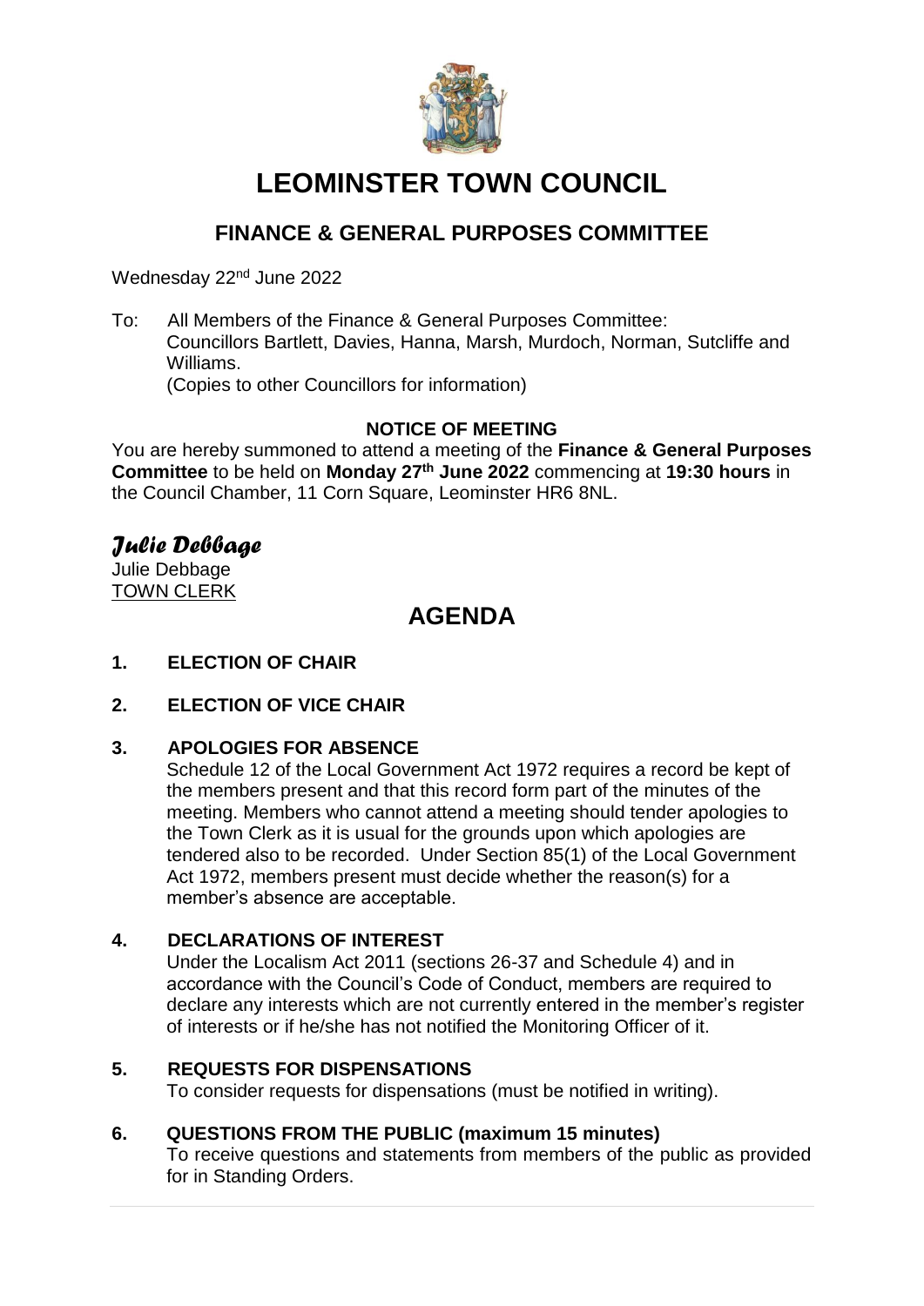# LEOMINSTER TOWN COUNCIL

## FINANCE & GENERAL PURPOSES COMMITTEE

Wednesday 22nd June 2022

To: All Members of the Finance & General Purposes Committee:
Councillors Bartlett, Davies, Hanna, Marsh, Murdoch, Norman, Sutcliffe and Williams.
(Copies to other Councillors for information)

**NOTICE OF MEETING**

You are hereby summoned to attend a meeting of the **Finance & General Purposes Committee** to be held on **Monday 27th June 2022** commencing at **19:30 hours** in the Council Chamber, 11 Corn Square, Leominster HR6 8NL.

*Julie Debbage*

Julie Debbage
TOWN CLERK

# AGENDA

**1. ELECTION OF CHAIR**

**2. ELECTION OF VICE CHAIR**

**3. APOLOGIES FOR ABSENCE**

Schedule 12 of the Local Government Act 1972 requires a record be kept of the members present and that this record form part of the minutes of the meeting. Members who cannot attend a meeting should tender apologies to the Town Clerk as it is usual for the grounds upon which apologies are tendered also to be recorded. Under Section 85(1) of the Local Government Act 1972, members present must decide whether the reason(s) for a member's absence are acceptable.

**4. DECLARATIONS OF INTEREST**

Under the Localism Act 2011 (sections 26-37 and Schedule 4) and in accordance with the Council's Code of Conduct, members are required to declare any interests which are not currently entered in the member's register of interests or if he/she has not notified the Monitoring Officer of it.

**5. REQUESTS FOR DISPENSATIONS**

To consider requests for dispensations (must be notified in writing).

**6. QUESTIONS FROM THE PUBLIC (maximum 15 minutes)**

To receive questions and statements from members of the public as provided for in Standing Orders.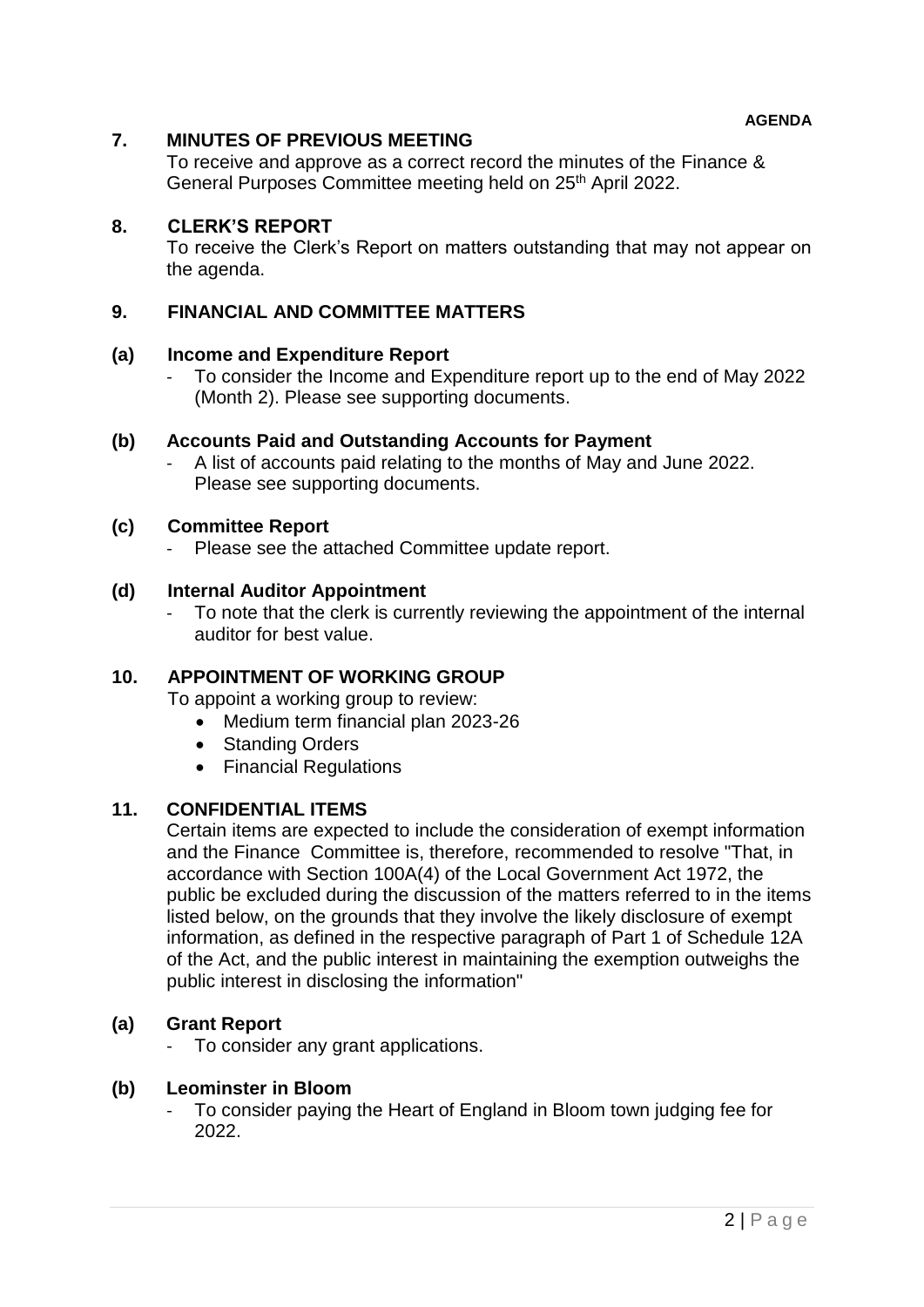**AGENDA**

## 7. MINUTES OF PREVIOUS MEETING

To receive and approve as a correct record the minutes of the Finance & General Purposes Committee meeting held on 25th April 2022.

## 8. CLERK'S REPORT

To receive the Clerk's Report on matters outstanding that may not appear on the agenda.

## 9. FINANCIAL AND COMMITTEE MATTERS

### (a) Income and Expenditure Report

- To consider the Income and Expenditure report up to the end of May 2022 (Month 2). Please see supporting documents.

### (b) Accounts Paid and Outstanding Accounts for Payment

- A list of accounts paid relating to the months of May and June 2022. Please see supporting documents.

### (c) Committee Report

- Please see the attached Committee update report.

### (d) Internal Auditor Appointment

- To note that the clerk is currently reviewing the appointment of the internal auditor for best value.

## 10. APPOINTMENT OF WORKING GROUP

To appoint a working group to review:

- Medium term financial plan 2023-26
- Standing Orders
- Financial Regulations

## 11. CONFIDENTIAL ITEMS

Certain items are expected to include the consideration of exempt information and the Finance Committee is, therefore, recommended to resolve "That, in accordance with Section 100A(4) of the Local Government Act 1972, the public be excluded during the discussion of the matters referred to in the items listed below, on the grounds that they involve the likely disclosure of exempt information, as defined in the respective paragraph of Part 1 of Schedule 12A of the Act, and the public interest in maintaining the exemption outweighs the public interest in disclosing the information"

### (a) Grant Report

- To consider any grant applications.

### (b) Leominster in Bloom

- To consider paying the Heart of England in Bloom town judging fee for 2022.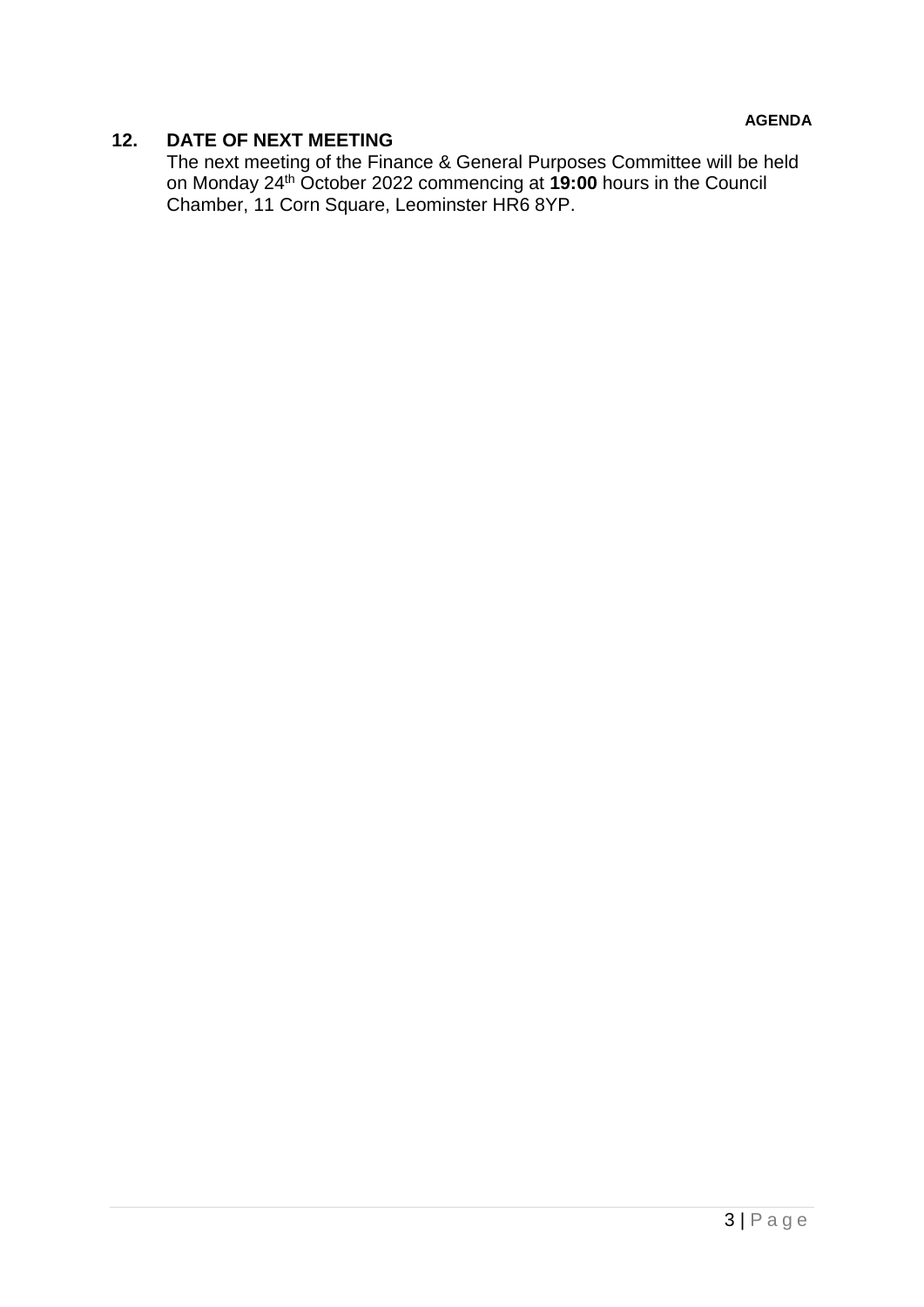## 12. DATE OF NEXT MEETING

The next meeting of the Finance & General Purposes Committee will be held on Monday 24th October 2022 commencing at **19:00** hours in the Council Chamber, 11 Corn Square, Leominster HR6 8YP.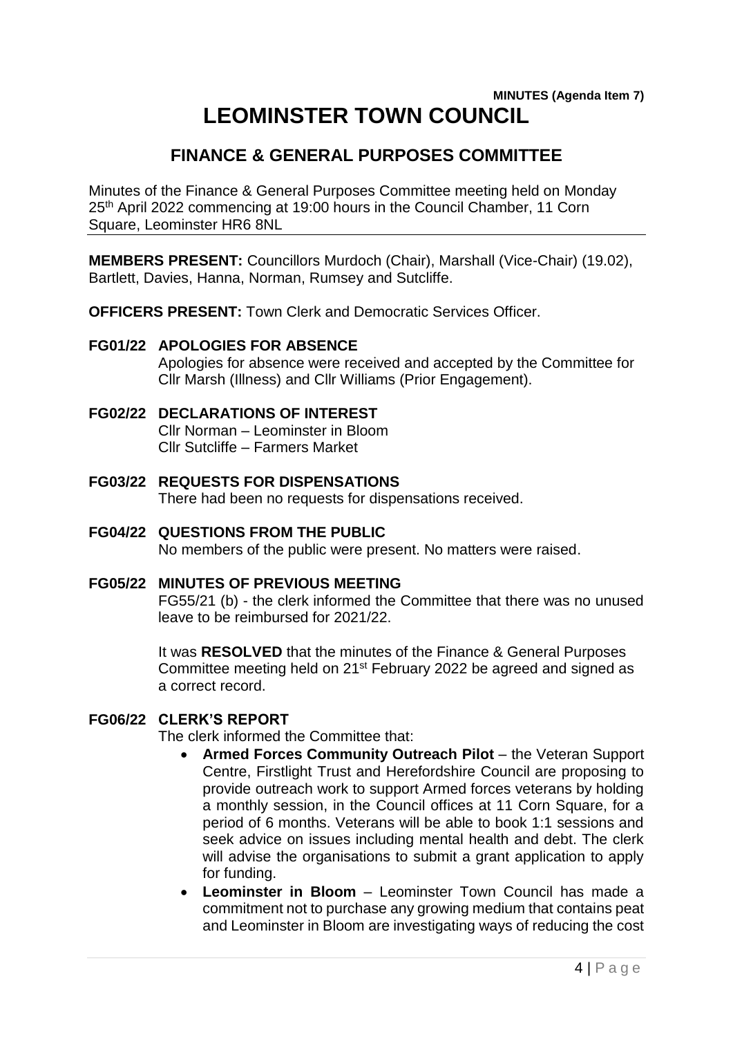**MINUTES (Agenda Item 7)**

# LEOMINSTER TOWN COUNCIL

## FINANCE & GENERAL PURPOSES COMMITTEE

Minutes of the Finance & General Purposes Committee meeting held on Monday 25th April 2022 commencing at 19:00 hours in the Council Chamber, 11 Corn Square, Leominster HR6 8NL

---

**MEMBERS PRESENT:** Councillors Murdoch (Chair), Marshall (Vice-Chair) (19.02), Bartlett, Davies, Hanna, Norman, Rumsey and Sutcliffe.

**OFFICERS PRESENT:** Town Clerk and Democratic Services Officer.

**FG01/22 APOLOGIES FOR ABSENCE**

Apologies for absence were received and accepted by the Committee for Cllr Marsh (Illness) and Cllr Williams (Prior Engagement).

**FG02/22 DECLARATIONS OF INTEREST**

Cllr Norman – Leominster in Bloom
Cllr Sutcliffe – Farmers Market

**FG03/22 REQUESTS FOR DISPENSATIONS**

There had been no requests for dispensations received.

**FG04/22 QUESTIONS FROM THE PUBLIC**

No members of the public were present. No matters were raised.

**FG05/22 MINUTES OF PREVIOUS MEETING**

FG55/21 (b) - the clerk informed the Committee that there was no unused leave to be reimbursed for 2021/22.

It was **RESOLVED** that the minutes of the Finance & General Purposes Committee meeting held on 21st February 2022 be agreed and signed as a correct record.

**FG06/22 CLERK'S REPORT**

The clerk informed the Committee that:

- **Armed Forces Community Outreach Pilot** – the Veteran Support Centre, Firstlight Trust and Herefordshire Council are proposing to provide outreach work to support Armed forces veterans by holding a monthly session, in the Council offices at 11 Corn Square, for a period of 6 months. Veterans will be able to book 1:1 sessions and seek advice on issues including mental health and debt. The clerk will advise the organisations to submit a grant application to apply for funding.
- **Leominster in Bloom** – Leominster Town Council has made a commitment not to purchase any growing medium that contains peat and Leominster in Bloom are investigating ways of reducing the cost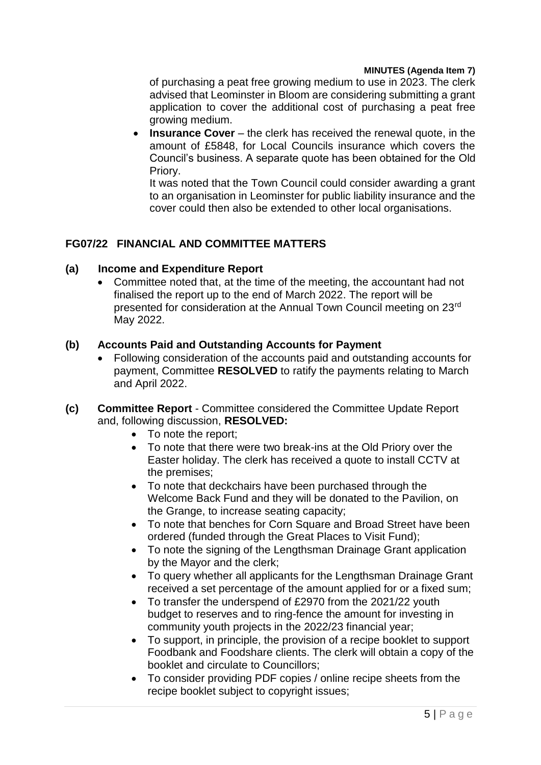of purchasing a peat free growing medium to use in 2023. The clerk advised that Leominster in Bloom are considering submitting a grant application to cover the additional cost of purchasing a peat free growing medium.

- **Insurance Cover** – the clerk has received the renewal quote, in the amount of £5848, for Local Councils insurance which covers the Council's business. A separate quote has been obtained for the Old Priory.

  It was noted that the Town Council could consider awarding a grant to an organisation in Leominster for public liability insurance and the cover could then also be extended to other local organisations.

## FG07/22 FINANCIAL AND COMMITTEE MATTERS

### (a) Income and Expenditure Report

- Committee noted that, at the time of the meeting, the accountant had not finalised the report up to the end of March 2022. The report will be presented for consideration at the Annual Town Council meeting on 23rd May 2022.

### (b) Accounts Paid and Outstanding Accounts for Payment

- Following consideration of the accounts paid and outstanding accounts for payment, Committee **RESOLVED** to ratify the payments relating to March and April 2022.

**(c) Committee Report** - Committee considered the Committee Update Report and, following discussion, **RESOLVED:**

- To note the report;
- To note that there were two break-ins at the Old Priory over the Easter holiday. The clerk has received a quote to install CCTV at the premises;
- To note that deckchairs have been purchased through the Welcome Back Fund and they will be donated to the Pavilion, on the Grange, to increase seating capacity;
- To note that benches for Corn Square and Broad Street have been ordered (funded through the Great Places to Visit Fund);
- To note the signing of the Lengthsman Drainage Grant application by the Mayor and the clerk;
- To query whether all applicants for the Lengthsman Drainage Grant received a set percentage of the amount applied for or a fixed sum;
- To transfer the underspend of £2970 from the 2021/22 youth budget to reserves and to ring-fence the amount for investing in community youth projects in the 2022/23 financial year;
- To support, in principle, the provision of a recipe booklet to support Foodbank and Foodshare clients. The clerk will obtain a copy of the booklet and circulate to Councillors;
- To consider providing PDF copies / online recipe sheets from the recipe booklet subject to copyright issues;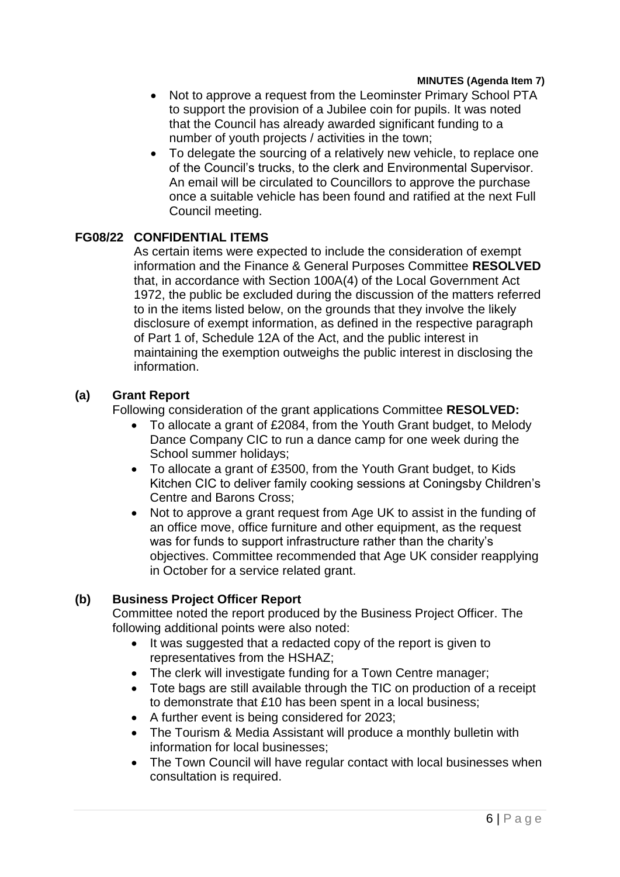- Not to approve a request from the Leominster Primary School PTA to support the provision of a Jubilee coin for pupils. It was noted that the Council has already awarded significant funding to a number of youth projects / activities in the town;
- To delegate the sourcing of a relatively new vehicle, to replace one of the Council's trucks, to the clerk and Environmental Supervisor. An email will be circulated to Councillors to approve the purchase once a suitable vehicle has been found and ratified at the next Full Council meeting.

## FG08/22 CONFIDENTIAL ITEMS

As certain items were expected to include the consideration of exempt information and the Finance & General Purposes Committee **RESOLVED** that, in accordance with Section 100A(4) of the Local Government Act 1972, the public be excluded during the discussion of the matters referred to in the items listed below, on the grounds that they involve the likely disclosure of exempt information, as defined in the respective paragraph of Part 1 of, Schedule 12A of the Act, and the public interest in maintaining the exemption outweighs the public interest in disclosing the information.

### (a) Grant Report

Following consideration of the grant applications Committee **RESOLVED:**

- To allocate a grant of £2084, from the Youth Grant budget, to Melody Dance Company CIC to run a dance camp for one week during the School summer holidays;
- To allocate a grant of £3500, from the Youth Grant budget, to Kids Kitchen CIC to deliver family cooking sessions at Coningsby Children's Centre and Barons Cross;
- Not to approve a grant request from Age UK to assist in the funding of an office move, office furniture and other equipment, as the request was for funds to support infrastructure rather than the charity's objectives. Committee recommended that Age UK consider reapplying in October for a service related grant.

### (b) Business Project Officer Report

Committee noted the report produced by the Business Project Officer. The following additional points were also noted:

- It was suggested that a redacted copy of the report is given to representatives from the HSHAZ;
- The clerk will investigate funding for a Town Centre manager;
- Tote bags are still available through the TIC on production of a receipt to demonstrate that £10 has been spent in a local business;
- A further event is being considered for 2023;
- The Tourism & Media Assistant will produce a monthly bulletin with information for local businesses;
- The Town Council will have regular contact with local businesses when consultation is required.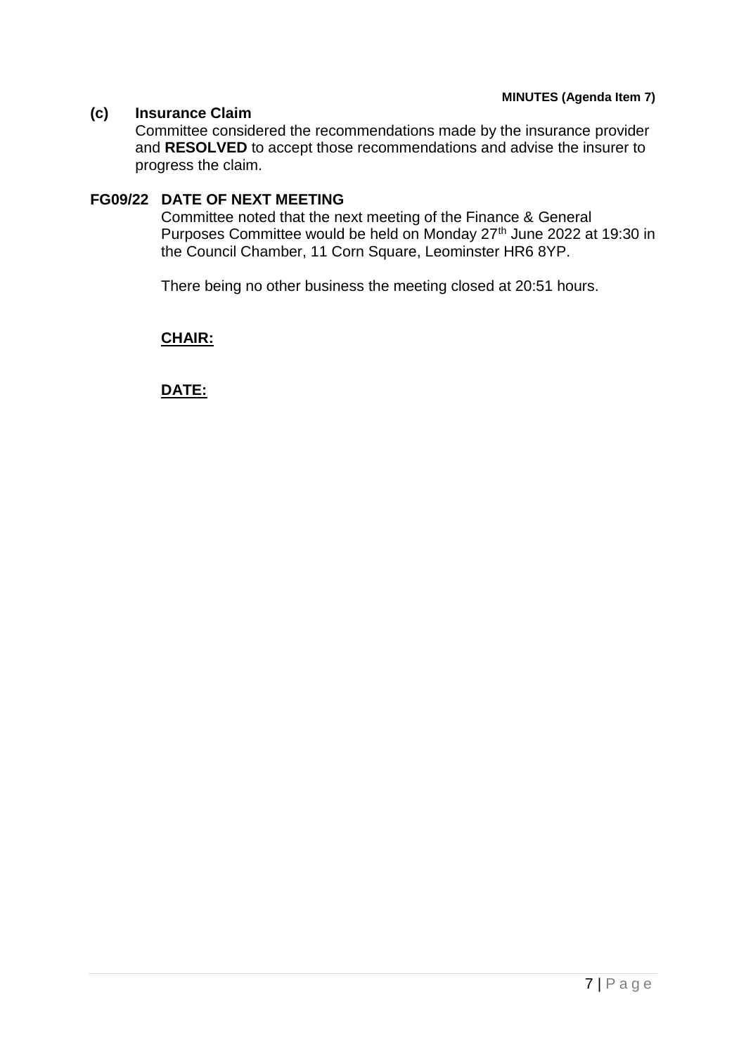**(c) Insurance Claim**

Committee considered the recommendations made by the insurance provider and **RESOLVED** to accept those recommendations and advise the insurer to progress the claim.

**FG09/22 DATE OF NEXT MEETING**

Committee noted that the next meeting of the Finance & General Purposes Committee would be held on Monday 27th June 2022 at 19:30 in the Council Chamber, 11 Corn Square, Leominster HR6 8YP.

There being no other business the meeting closed at 20:51 hours.

**CHAIR:**

**DATE:**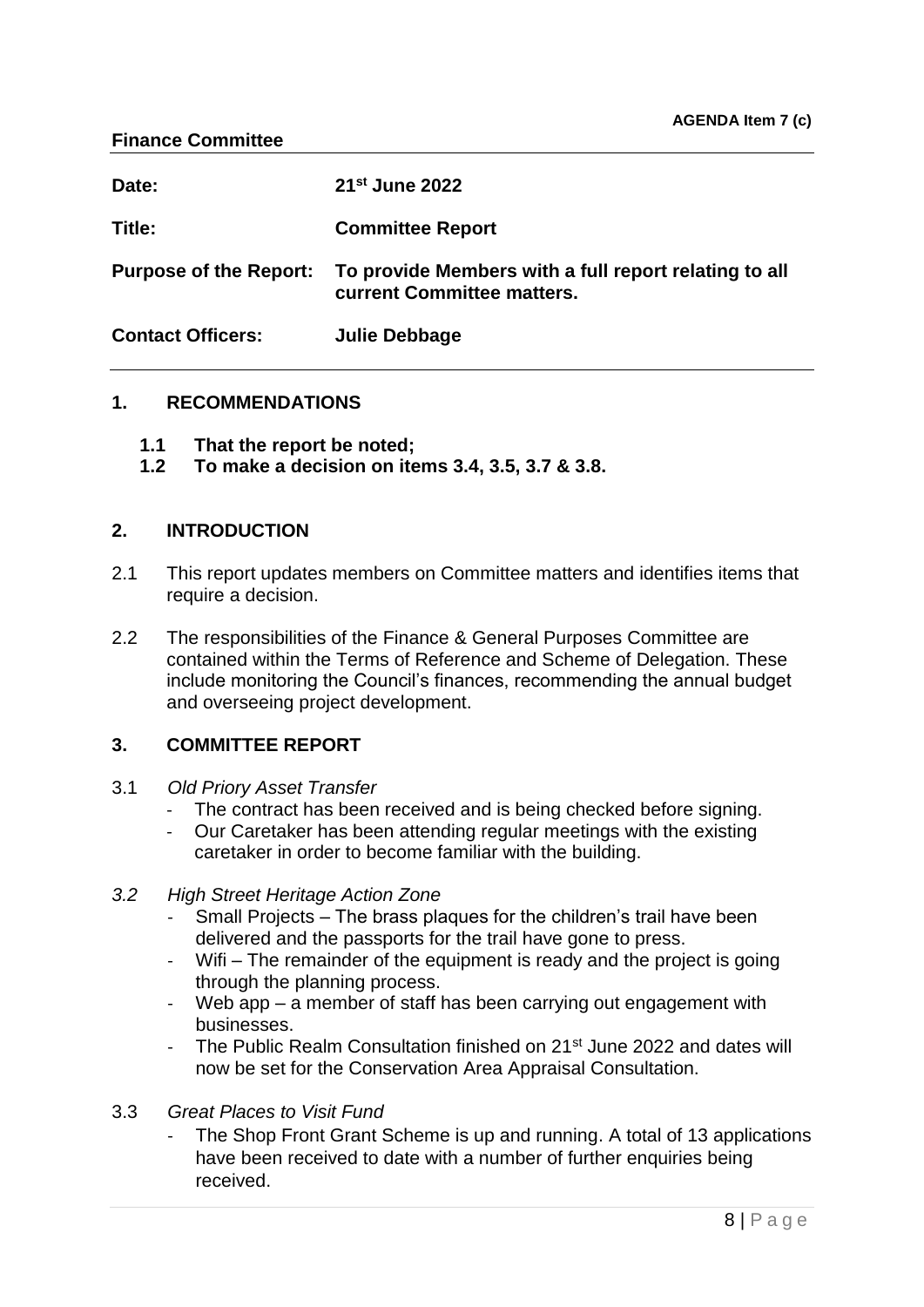**AGENDA Item 7 (c)**

**Finance Committee**

| | |
|---|---|
| **Date:** | **21st June 2022** |
| **Title:** | **Committee Report** |
| **Purpose of the Report:** | **To provide Members with a full report relating to all current Committee matters.** |
| **Contact Officers:** | **Julie Debbage** |

## 1. RECOMMENDATIONS

**1.1 That the report be noted;**
**1.2 To make a decision on items 3.4, 3.5, 3.7 & 3.8.**

## 2. INTRODUCTION

2.1 This report updates members on Committee matters and identifies items that require a decision.

2.2 The responsibilities of the Finance & General Purposes Committee are contained within the Terms of Reference and Scheme of Delegation. These include monitoring the Council's finances, recommending the annual budget and overseeing project development.

## 3. COMMITTEE REPORT

3.1 *Old Priory Asset Transfer*

- The contract has been received and is being checked before signing.
- Our Caretaker has been attending regular meetings with the existing caretaker in order to become familiar with the building.

*3.2 High Street Heritage Action Zone*

- Small Projects – The brass plaques for the children's trail have been delivered and the passports for the trail have gone to press.
- Wifi – The remainder of the equipment is ready and the project is going through the planning process.
- Web app – a member of staff has been carrying out engagement with businesses.
- The Public Realm Consultation finished on 21st June 2022 and dates will now be set for the Conservation Area Appraisal Consultation.

3.3 *Great Places to Visit Fund*

- The Shop Front Grant Scheme is up and running. A total of 13 applications have been received to date with a number of further enquiries being received.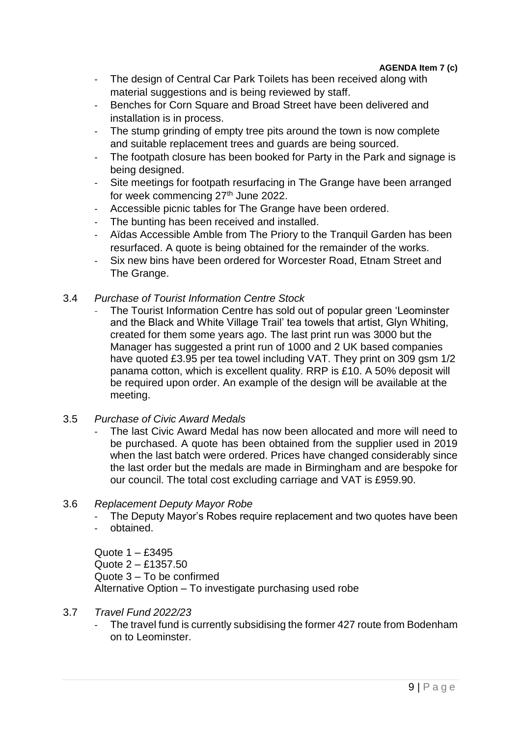**AGENDA Item 7 (c)**

- The design of Central Car Park Toilets has been received along with material suggestions and is being reviewed by staff.
- Benches for Corn Square and Broad Street have been delivered and installation is in process.
- The stump grinding of empty tree pits around the town is now complete and suitable replacement trees and guards are being sourced.
- The footpath closure has been booked for Party in the Park and signage is being designed.
- Site meetings for footpath resurfacing in The Grange have been arranged for week commencing 27th June 2022.
- Accessible picnic tables for The Grange have been ordered.
- The bunting has been received and installed.
- Aïdas Accessible Amble from The Priory to the Tranquil Garden has been resurfaced. A quote is being obtained for the remainder of the works.
- Six new bins have been ordered for Worcester Road, Etnam Street and The Grange.

3.4 *Purchase of Tourist Information Centre Stock*

- The Tourist Information Centre has sold out of popular green 'Leominster and the Black and White Village Trail' tea towels that artist, Glyn Whiting, created for them some years ago. The last print run was 3000 but the Manager has suggested a print run of 1000 and 2 UK based companies have quoted £3.95 per tea towel including VAT. They print on 309 gsm 1/2 panama cotton, which is excellent quality. RRP is £10. A 50% deposit will be required upon order. An example of the design will be available at the meeting.

3.5 *Purchase of Civic Award Medals*

- The last Civic Award Medal has now been allocated and more will need to be purchased. A quote has been obtained from the supplier used in 2019 when the last batch were ordered. Prices have changed considerably since the last order but the medals are made in Birmingham and are bespoke for our council. The total cost excluding carriage and VAT is £959.90.

3.6 *Replacement Deputy Mayor Robe*

- The Deputy Mayor's Robes require replacement and two quotes have been
- obtained.

Quote 1 – £3495
Quote 2 – £1357.50
Quote 3 – To be confirmed
Alternative Option – To investigate purchasing used robe

3.7 *Travel Fund 2022/23*

- The travel fund is currently subsidising the former 427 route from Bodenham on to Leominster.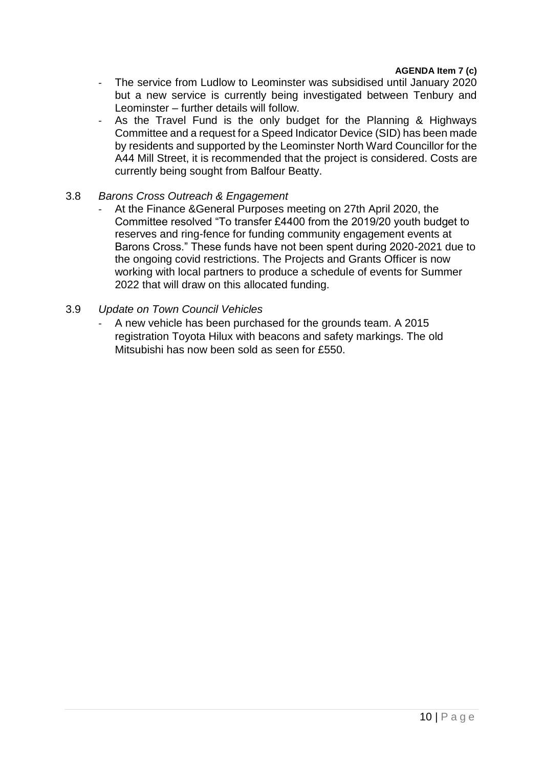**AGENDA Item 7 (c)**

- The service from Ludlow to Leominster was subsidised until January 2020 but a new service is currently being investigated between Tenbury and Leominster – further details will follow.
- As the Travel Fund is the only budget for the Planning & Highways Committee and a request for a Speed Indicator Device (SID) has been made by residents and supported by the Leominster North Ward Councillor for the A44 Mill Street, it is recommended that the project is considered. Costs are currently being sought from Balfour Beatty.

3.8 *Barons Cross Outreach & Engagement*

- At the Finance &General Purposes meeting on 27th April 2020, the Committee resolved "To transfer £4400 from the 2019/20 youth budget to reserves and ring-fence for funding community engagement events at Barons Cross." These funds have not been spent during 2020-2021 due to the ongoing covid restrictions. The Projects and Grants Officer is now working with local partners to produce a schedule of events for Summer 2022 that will draw on this allocated funding.

3.9 *Update on Town Council Vehicles*

- A new vehicle has been purchased for the grounds team. A 2015 registration Toyota Hilux with beacons and safety markings. The old Mitsubishi has now been sold as seen for £550.